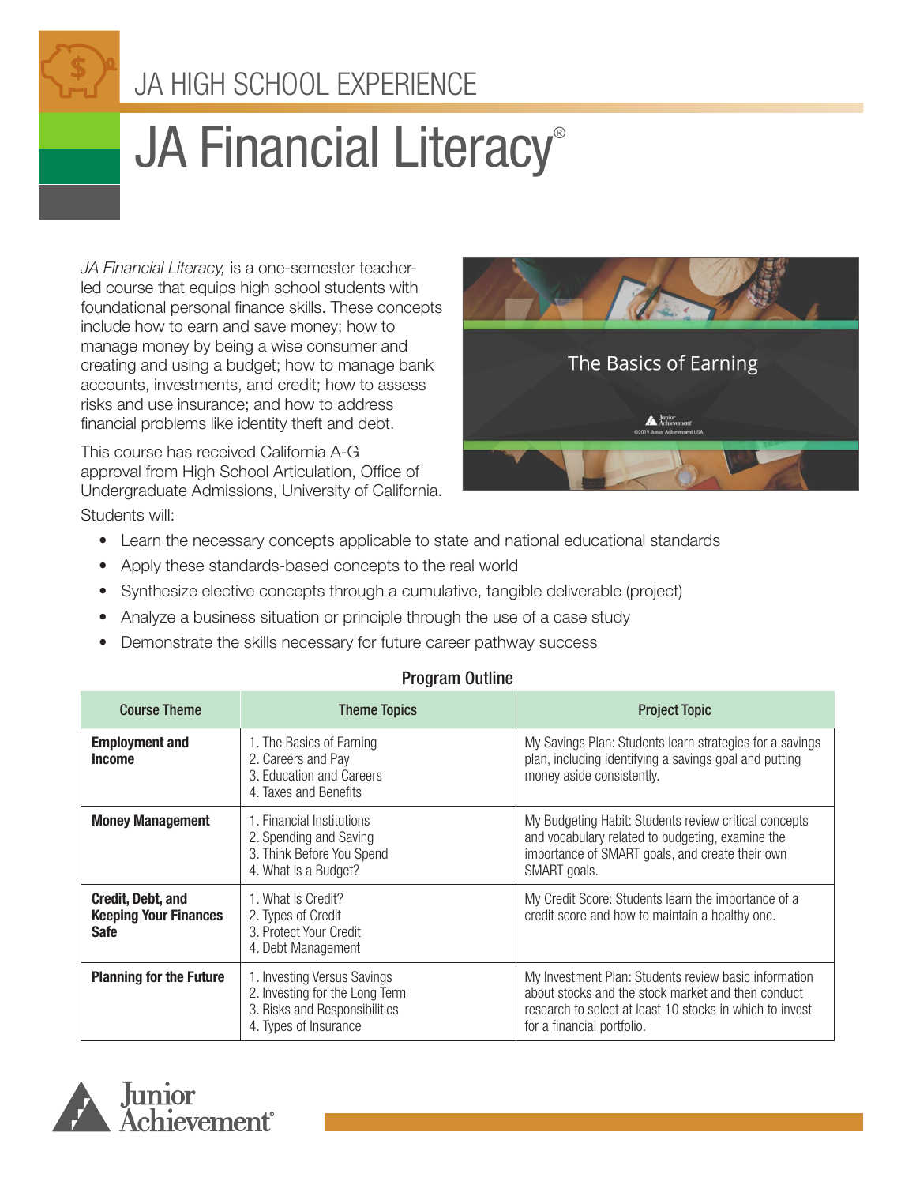JA HIGH SCHOOL EXPERIENCE

# JA Financial Literacy®

*JA Financial Literacy,* is a one-semester teacher-led course that equips high school students with foundational personal finance skills. These concepts include how to earn and save money; how to manage money by being a wise consumer and creating and using a budget; how to manage bank accounts, investments, and credit; how to assess risks and use insurance; and how to address financial problems like identity theft and debt.

This course has received California A-G approval from High School Articulation, Office of Undergraduate Admissions, University of California.

Students will:

- Learn the necessary concepts applicable to state and national educational standards
- Apply these standards-based concepts to the real world
- Synthesize elective concepts through a cumulative, tangible deliverable (project)
- Analyze a business situation or principle through the use of a case study
- Demonstrate the skills necessary for future career pathway success

## Program Outline

| Course Theme | Theme Topics | Project Topic |
| --- | --- | --- |
| **Employment and Income** | 1. The Basics of Earning<br>2. Careers and Pay<br>3. Education and Careers<br>4. Taxes and Benefits | My Savings Plan: Students learn strategies for a savings plan, including identifying a savings goal and putting money aside consistently. |
| **Money Management** | 1. Financial Institutions<br>2. Spending and Saving<br>3. Think Before You Spend<br>4. What Is a Budget? | My Budgeting Habit: Students review critical concepts and vocabulary related to budgeting, examine the importance of SMART goals, and create their own SMART goals. |
| **Credit, Debt, and Keeping Your Finances Safe** | 1. What Is Credit?<br>2. Types of Credit<br>3. Protect Your Credit<br>4. Debt Management | My Credit Score: Students learn the importance of a credit score and how to maintain a healthy one. |
| **Planning for the Future** | 1. Investing Versus Savings<br>2. Investing for the Long Term<br>3. Risks and Responsibilities<br>4. Types of Insurance | My Investment Plan: Students review basic information about stocks and the stock market and then conduct research to select at least 10 stocks in which to invest for a financial portfolio. |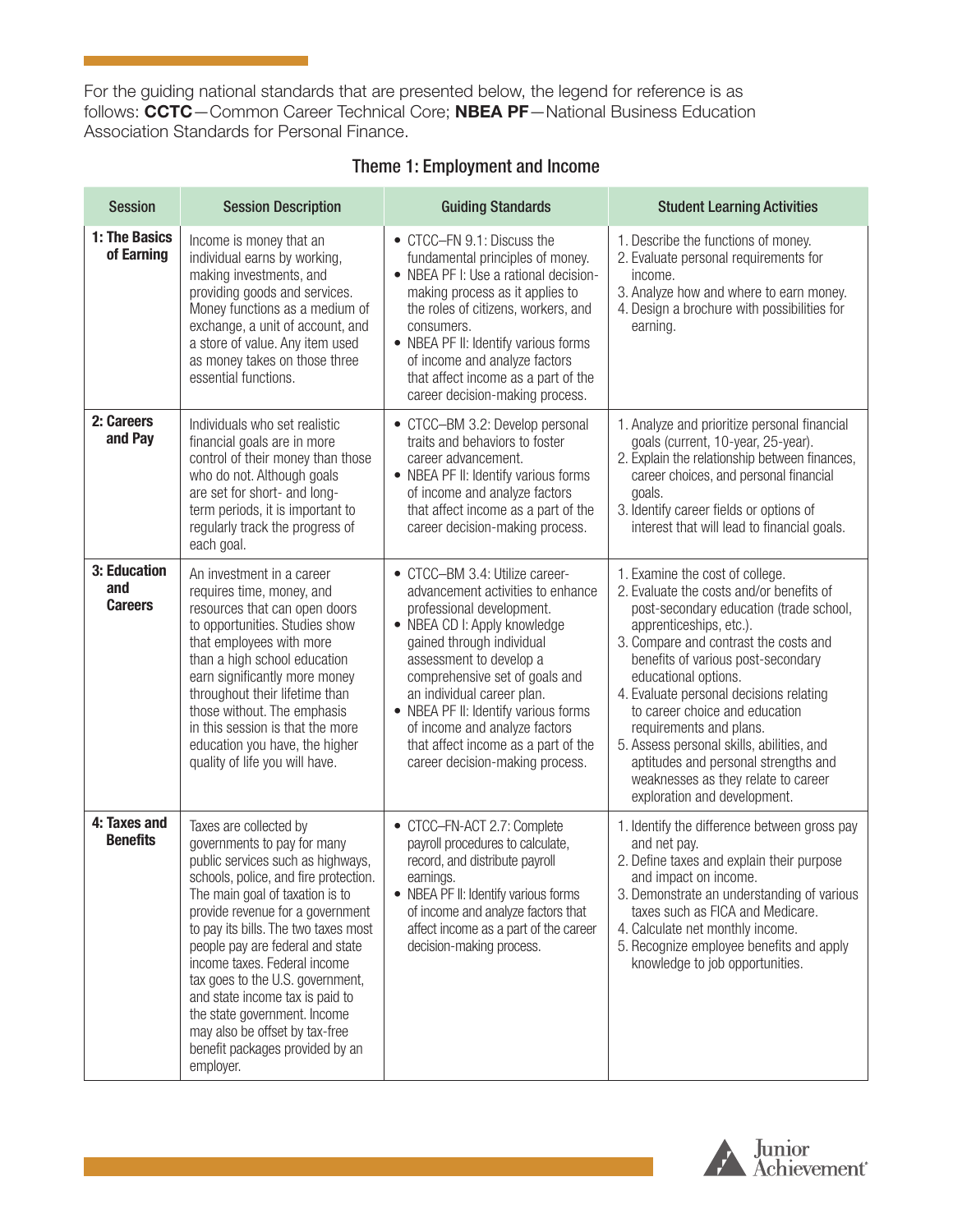For the guiding national standards that are presented below, the legend for reference is as follows: **CCTC**—Common Career Technical Core; **NBEA PF**—National Business Education Association Standards for Personal Finance.

## Theme 1: Employment and Income

| Session | Session Description | Guiding Standards | Student Learning Activities |
|---|---|---|---|
| **1: The Basics of Earning** | Income is money that an individual earns by working, making investments, and providing goods and services. Money functions as a medium of exchange, a unit of account, and a store of value. Any item used as money takes on those three essential functions. | • CTCC–FN 9.1: Discuss the fundamental principles of money.<br>• NBEA PF I: Use a rational decision-making process as it applies to the roles of citizens, workers, and consumers.<br>• NBEA PF II: Identify various forms of income and analyze factors that affect income as a part of the career decision-making process. | 1. Describe the functions of money.<br>2. Evaluate personal requirements for income.<br>3. Analyze how and where to earn money.<br>4. Design a brochure with possibilities for earning. |
| **2: Careers and Pay** | Individuals who set realistic financial goals are in more control of their money than those who do not. Although goals are set for short- and long-term periods, it is important to regularly track the progress of each goal. | • CTCC–BM 3.2: Develop personal traits and behaviors to foster career advancement.<br>• NBEA PF II: Identify various forms of income and analyze factors that affect income as a part of the career decision-making process. | 1. Analyze and prioritize personal financial goals (current, 10-year, 25-year).<br>2. Explain the relationship between finances, career choices, and personal financial goals.<br>3. Identify career fields or options of interest that will lead to financial goals. |
| **3: Education and Careers** | An investment in a career requires time, money, and resources that can open doors to opportunities. Studies show that employees with more than a high school education earn significantly more money throughout their lifetime than those without. The emphasis in this session is that the more education you have, the higher quality of life you will have. | • CTCC–BM 3.4: Utilize career-advancement activities to enhance professional development.<br>• NBEA CD I: Apply knowledge gained through individual assessment to develop a comprehensive set of goals and an individual career plan.<br>• NBEA PF II: Identify various forms of income and analyze factors that affect income as a part of the career decision-making process. | 1. Examine the cost of college.<br>2. Evaluate the costs and/or benefits of post-secondary education (trade school, apprenticeships, etc.).<br>3. Compare and contrast the costs and benefits of various post-secondary educational options.<br>4. Evaluate personal decisions relating to career choice and education requirements and plans.<br>5. Assess personal skills, abilities, and aptitudes and personal strengths and weaknesses as they relate to career exploration and development. |
| **4: Taxes and Benefits** | Taxes are collected by governments to pay for many public services such as highways, schools, police, and fire protection. The main goal of taxation is to provide revenue for a government to pay its bills. The two taxes most people pay are federal and state income taxes. Federal income tax goes to the U.S. government, and state income tax is paid to the state government. Income may also be offset by tax-free benefit packages provided by an employer. | • CTCC–FN-ACT 2.7: Complete payroll procedures to calculate, record, and distribute payroll earnings.<br>• NBEA PF II: Identify various forms of income and analyze factors that affect income as a part of the career decision-making process. | 1. Identify the difference between gross pay and net pay.<br>2. Define taxes and explain their purpose and impact on income.<br>3. Demonstrate an understanding of various taxes such as FICA and Medicare.<br>4. Calculate net monthly income.<br>5. Recognize employee benefits and apply knowledge to job opportunities. |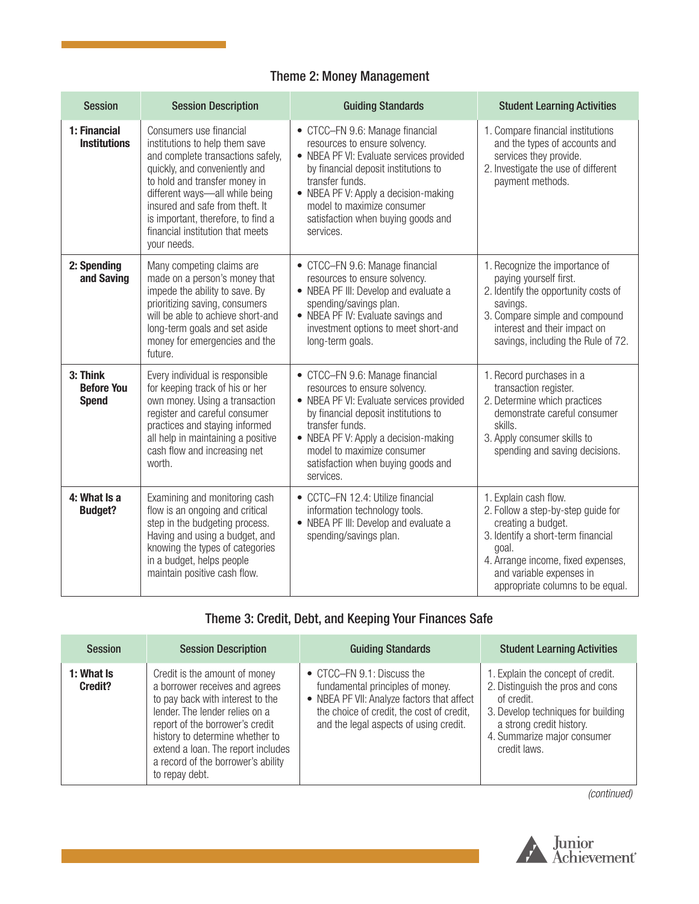## Theme 2: Money Management

| Session | Session Description | Guiding Standards | Student Learning Activities |
|---|---|---|---|
| **1: Financial Institutions** | Consumers use financial institutions to help them save and complete transactions safely, quickly, and conveniently and to hold and transfer money in different ways—all while being insured and safe from theft. It is important, therefore, to find a financial institution that meets your needs. | • CTCC–FN 9.6: Manage financial resources to ensure solvency.<br>• NBEA PF VI: Evaluate services provided by financial deposit institutions to transfer funds.<br>• NBEA PF V: Apply a decision-making model to maximize consumer satisfaction when buying goods and services. | 1. Compare financial institutions and the types of accounts and services they provide.<br>2. Investigate the use of different payment methods. |
| **2: Spending and Saving** | Many competing claims are made on a person's money that impede the ability to save. By prioritizing saving, consumers will be able to achieve short-and long-term goals and set aside money for emergencies and the future. | • CTCC–FN 9.6: Manage financial resources to ensure solvency.<br>• NBEA PF III: Develop and evaluate a spending/savings plan.<br>• NBEA PF IV: Evaluate savings and investment options to meet short-and long-term goals. | 1. Recognize the importance of paying yourself first.<br>2. Identify the opportunity costs of savings.<br>3. Compare simple and compound interest and their impact on savings, including the Rule of 72. |
| **3: Think Before You Spend** | Every individual is responsible for keeping track of his or her own money. Using a transaction register and careful consumer practices and staying informed all help in maintaining a positive cash flow and increasing net worth. | • CTCC–FN 9.6: Manage financial resources to ensure solvency.<br>• NBEA PF VI: Evaluate services provided by financial deposit institutions to transfer funds.<br>• NBEA PF V: Apply a decision-making model to maximize consumer satisfaction when buying goods and services. | 1. Record purchases in a transaction register.<br>2. Determine which practices demonstrate careful consumer skills.<br>3. Apply consumer skills to spending and saving decisions. |
| **4: What Is a Budget?** | Examining and monitoring cash flow is an ongoing and critical step in the budgeting process. Having and using a budget, and knowing the types of categories in a budget, helps people maintain positive cash flow. | • CCTC–FN 12.4: Utilize financial information technology tools.<br>• NBEA PF III: Develop and evaluate a spending/savings plan. | 1. Explain cash flow.<br>2. Follow a step-by-step guide for creating a budget.<br>3. Identify a short-term financial goal.<br>4. Arrange income, fixed expenses, and variable expenses in appropriate columns to be equal. |

## Theme 3: Credit, Debt, and Keeping Your Finances Safe

| Session | Session Description | Guiding Standards | Student Learning Activities |
|---|---|---|---|
| **1: What Is Credit?** | Credit is the amount of money a borrower receives and agrees to pay back with interest to the lender. The lender relies on a report of the borrower's credit history to determine whether to extend a loan. The report includes a record of the borrower's ability to repay debt. | • CTCC–FN 9.1: Discuss the fundamental principles of money.<br>• NBEA PF VII: Analyze factors that affect the choice of credit, the cost of credit, and the legal aspects of using credit. | 1. Explain the concept of credit.<br>2. Distinguish the pros and cons of credit.<br>3. Develop techniques for building a strong credit history.<br>4. Summarize major consumer credit laws. |

*(continued)*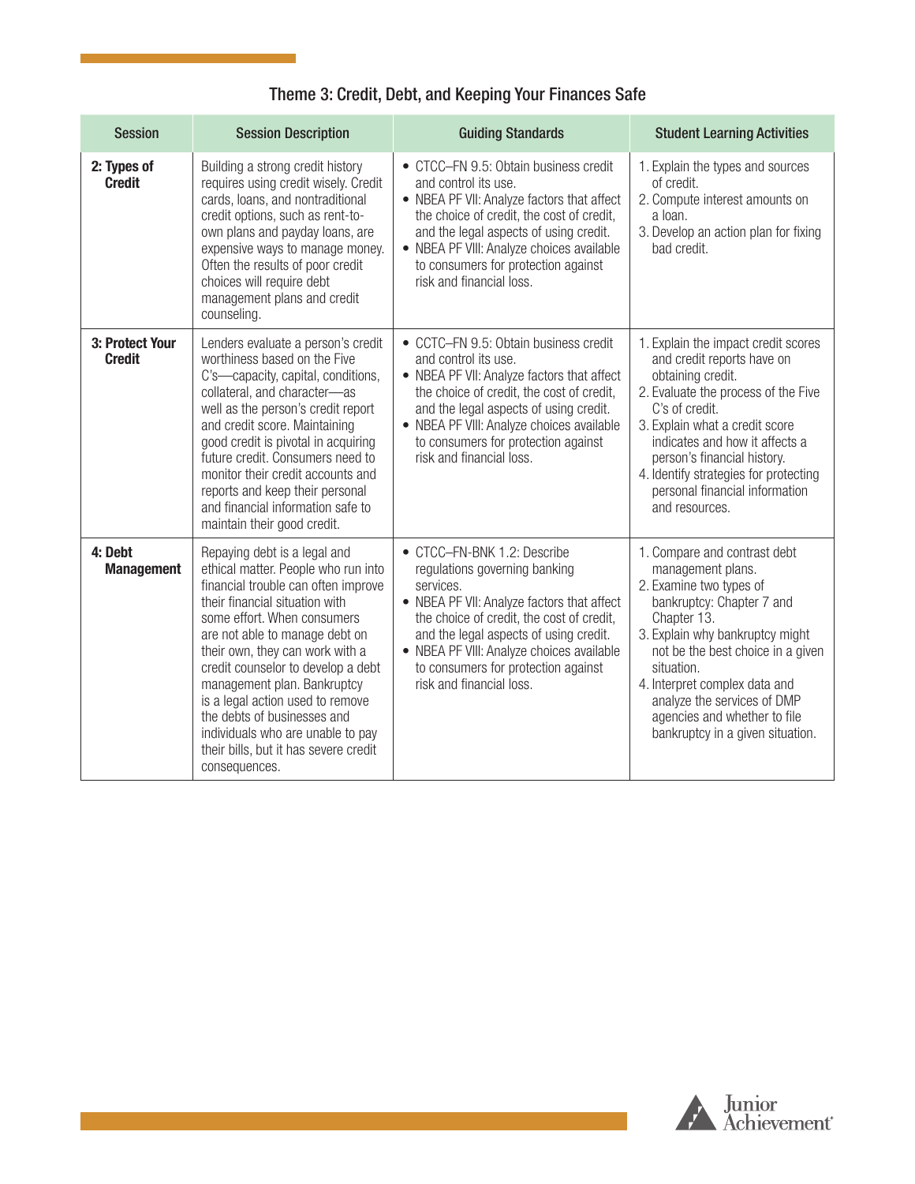## Theme 3: Credit, Debt, and Keeping Your Finances Safe

| Session | Session Description | Guiding Standards | Student Learning Activities |
| --- | --- | --- | --- |
| **2: Types of Credit** | Building a strong credit history requires using credit wisely. Credit cards, loans, and nontraditional credit options, such as rent-to-own plans and payday loans, are expensive ways to manage money. Often the results of poor credit choices will require debt management plans and credit counseling. | • CTCC–FN 9.5: Obtain business credit and control its use.<br>• NBEA PF VII: Analyze factors that affect the choice of credit, the cost of credit, and the legal aspects of using credit.<br>• NBEA PF VIII: Analyze choices available to consumers for protection against risk and financial loss. | 1. Explain the types and sources of credit.<br>2. Compute interest amounts on a loan.<br>3. Develop an action plan for fixing bad credit. |
| **3: Protect Your Credit** | Lenders evaluate a person's credit worthiness based on the Five C's—capacity, capital, conditions, collateral, and character—as well as the person's credit report and credit score. Maintaining good credit is pivotal in acquiring future credit. Consumers need to monitor their credit accounts and reports and keep their personal and financial information safe to maintain their good credit. | • CCTC–FN 9.5: Obtain business credit and control its use.<br>• NBEA PF VII: Analyze factors that affect the choice of credit, the cost of credit, and the legal aspects of using credit.<br>• NBEA PF VIII: Analyze choices available to consumers for protection against risk and financial loss. | 1. Explain the impact credit scores and credit reports have on obtaining credit.<br>2. Evaluate the process of the Five C's of credit.<br>3. Explain what a credit score indicates and how it affects a person's financial history.<br>4. Identify strategies for protecting personal financial information and resources. |
| **4: Debt Management** | Repaying debt is a legal and ethical matter. People who run into financial trouble can often improve their financial situation with some effort. When consumers are not able to manage debt on their own, they can work with a credit counselor to develop a debt management plan. Bankruptcy is a legal action used to remove the debts of businesses and individuals who are unable to pay their bills, but it has severe credit consequences. | • CTCC–FN-BNK 1.2: Describe regulations governing banking services.<br>• NBEA PF VII: Analyze factors that affect the choice of credit, the cost of credit, and the legal aspects of using credit.<br>• NBEA PF VIII: Analyze choices available to consumers for protection against risk and financial loss. | 1. Compare and contrast debt management plans.<br>2. Examine two types of bankruptcy: Chapter 7 and Chapter 13.<br>3. Explain why bankruptcy might not be the best choice in a given situation.<br>4. Interpret complex data and analyze the services of DMP agencies and whether to file bankruptcy in a given situation. |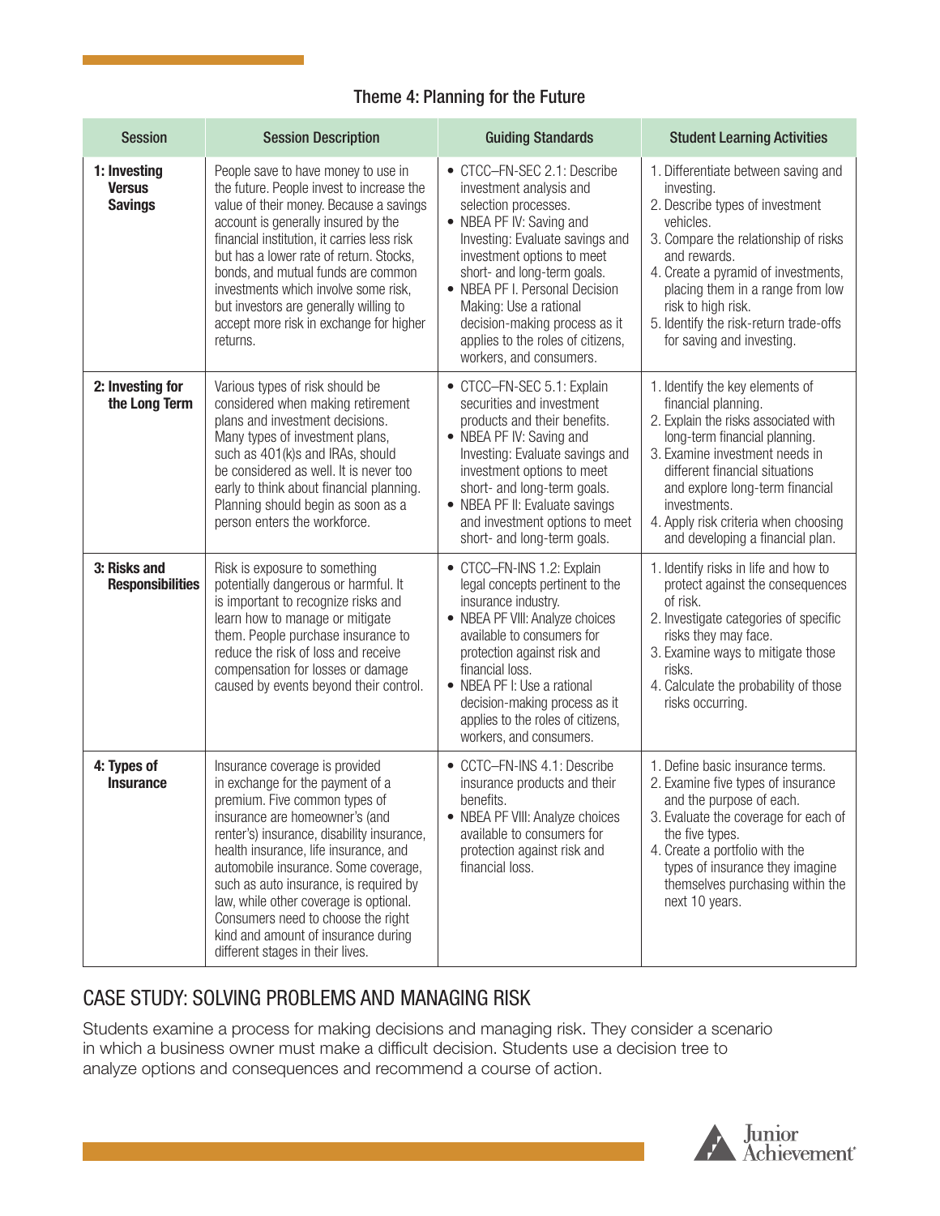## Theme 4: Planning for the Future

| Session | Session Description | Guiding Standards | Student Learning Activities |
|---|---|---|---|
| **1: Investing Versus Savings** | People save to have money to use in the future. People invest to increase the value of their money. Because a savings account is generally insured by the financial institution, it carries less risk but has a lower rate of return. Stocks, bonds, and mutual funds are common investments which involve some risk, but investors are generally willing to accept more risk in exchange for higher returns. | • CTCC–FN-SEC 2.1: Describe investment analysis and selection processes.<br>• NBEA PF IV: Saving and Investing: Evaluate savings and investment options to meet short- and long-term goals.<br>• NBEA PF I. Personal Decision Making: Use a rational decision-making process as it applies to the roles of citizens, workers, and consumers. | 1. Differentiate between saving and investing.<br>2. Describe types of investment vehicles.<br>3. Compare the relationship of risks and rewards.<br>4. Create a pyramid of investments, placing them in a range from low risk to high risk.<br>5. Identify the risk-return trade-offs for saving and investing. |
| **2: Investing for the Long Term** | Various types of risk should be considered when making retirement plans and investment decisions. Many types of investment plans, such as 401(k)s and IRAs, should be considered as well. It is never too early to think about financial planning. Planning should begin as soon as a person enters the workforce. | • CTCC–FN-SEC 5.1: Explain securities and investment products and their benefits.<br>• NBEA PF IV: Saving and Investing: Evaluate savings and investment options to meet short- and long-term goals.<br>• NBEA PF II: Evaluate savings and investment options to meet short- and long-term goals. | 1. Identify the key elements of financial planning.<br>2. Explain the risks associated with long-term financial planning.<br>3. Examine investment needs in different financial situations and explore long-term financial investments.<br>4. Apply risk criteria when choosing and developing a financial plan. |
| **3: Risks and Responsibilities** | Risk is exposure to something potentially dangerous or harmful. It is important to recognize risks and learn how to manage or mitigate them. People purchase insurance to reduce the risk of loss and receive compensation for losses or damage caused by events beyond their control. | • CTCC–FN-INS 1.2: Explain legal concepts pertinent to the insurance industry.<br>• NBEA PF VIII: Analyze choices available to consumers for protection against risk and financial loss.<br>• NBEA PF I: Use a rational decision-making process as it applies to the roles of citizens, workers, and consumers. | 1. Identify risks in life and how to protect against the consequences of risk.<br>2. Investigate categories of specific risks they may face.<br>3. Examine ways to mitigate those risks.<br>4. Calculate the probability of those risks occurring. |
| **4: Types of Insurance** | Insurance coverage is provided in exchange for the payment of a premium. Five common types of insurance are homeowner's (and renter's) insurance, disability insurance, health insurance, life insurance, and automobile insurance. Some coverage, such as auto insurance, is required by law, while other coverage is optional. Consumers need to choose the right kind and amount of insurance during different stages in their lives. | • CCTC–FN-INS 4.1: Describe insurance products and their benefits.<br>• NBEA PF VIII: Analyze choices available to consumers for protection against risk and financial loss. | 1. Define basic insurance terms.<br>2. Examine five types of insurance and the purpose of each.<br>3. Evaluate the coverage for each of the five types.<br>4. Create a portfolio with the types of insurance they imagine themselves purchasing within the next 10 years. |

## CASE STUDY: SOLVING PROBLEMS AND MANAGING RISK

Students examine a process for making decisions and managing risk. They consider a scenario in which a business owner must make a difficult decision. Students use a decision tree to analyze options and consequences and recommend a course of action.